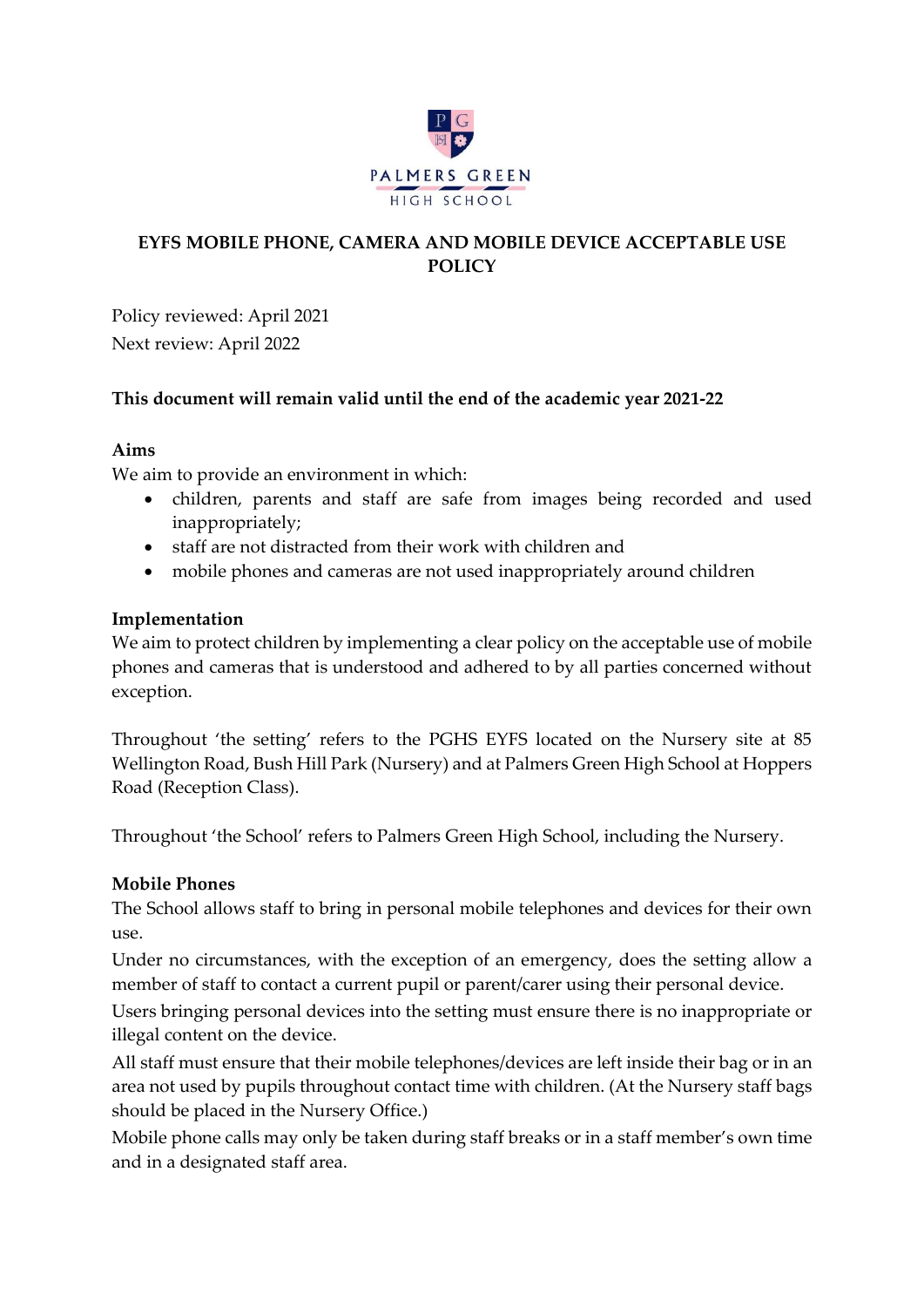PALMERS GREEN

HIGH SCHOOL

# EYFS MOBILE PHONE, CAMERA AND MOBILE DEVICE ACCEPTABLE USE POLICY

Policy reviewed: April 2021
Next review: April 2022

**This document will remain valid until the end of the academic year 2021-22**

## Aims

We aim to provide an environment in which:

- children, parents and staff are safe from images being recorded and used inappropriately;
- staff are not distracted from their work with children and
- mobile phones and cameras are not used inappropriately around children

## Implementation

We aim to protect children by implementing a clear policy on the acceptable use of mobile phones and cameras that is understood and adhered to by all parties concerned without exception.

Throughout 'the setting' refers to the PGHS EYFS located on the Nursery site at 85 Wellington Road, Bush Hill Park (Nursery) and at Palmers Green High School at Hoppers Road (Reception Class).

Throughout 'the School' refers to Palmers Green High School, including the Nursery.

## Mobile Phones

The School allows staff to bring in personal mobile telephones and devices for their own use.

Under no circumstances, with the exception of an emergency, does the setting allow a member of staff to contact a current pupil or parent/carer using their personal device.

Users bringing personal devices into the setting must ensure there is no inappropriate or illegal content on the device.

All staff must ensure that their mobile telephones/devices are left inside their bag or in an area not used by pupils throughout contact time with children. (At the Nursery staff bags should be placed in the Nursery Office.)

Mobile phone calls may only be taken during staff breaks or in a staff member's own time and in a designated staff area.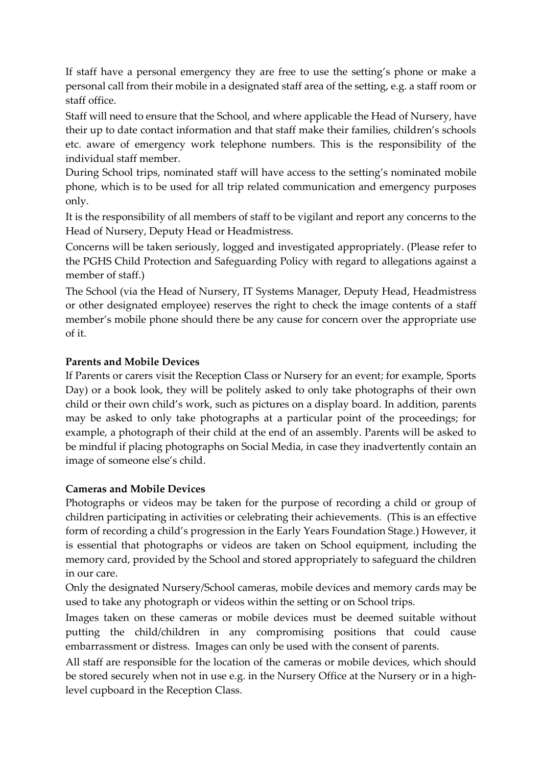If staff have a personal emergency they are free to use the setting's phone or make a personal call from their mobile in a designated staff area of the setting, e.g. a staff room or staff office.

Staff will need to ensure that the School, and where applicable the Head of Nursery, have their up to date contact information and that staff make their families, children's schools etc. aware of emergency work telephone numbers. This is the responsibility of the individual staff member.

During School trips, nominated staff will have access to the setting's nominated mobile phone, which is to be used for all trip related communication and emergency purposes only.

It is the responsibility of all members of staff to be vigilant and report any concerns to the Head of Nursery, Deputy Head or Headmistress.

Concerns will be taken seriously, logged and investigated appropriately. (Please refer to the PGHS Child Protection and Safeguarding Policy with regard to allegations against a member of staff.)

The School (via the Head of Nursery, IT Systems Manager, Deputy Head, Headmistress or other designated employee) reserves the right to check the image contents of a staff member's mobile phone should there be any cause for concern over the appropriate use of it.

**Parents and Mobile Devices**

If Parents or carers visit the Reception Class or Nursery for an event; for example, Sports Day) or a book look, they will be politely asked to only take photographs of their own child or their own child's work, such as pictures on a display board. In addition, parents may be asked to only take photographs at a particular point of the proceedings; for example, a photograph of their child at the end of an assembly. Parents will be asked to be mindful if placing photographs on Social Media, in case they inadvertently contain an image of someone else's child.

**Cameras and Mobile Devices**

Photographs or videos may be taken for the purpose of recording a child or group of children participating in activities or celebrating their achievements. (This is an effective form of recording a child's progression in the Early Years Foundation Stage.) However, it is essential that photographs or videos are taken on School equipment, including the memory card, provided by the School and stored appropriately to safeguard the children in our care.

Only the designated Nursery/School cameras, mobile devices and memory cards may be used to take any photograph or videos within the setting or on School trips.

Images taken on these cameras or mobile devices must be deemed suitable without putting the child/children in any compromising positions that could cause embarrassment or distress. Images can only be used with the consent of parents.

All staff are responsible for the location of the cameras or mobile devices, which should be stored securely when not in use e.g. in the Nursery Office at the Nursery or in a high-level cupboard in the Reception Class.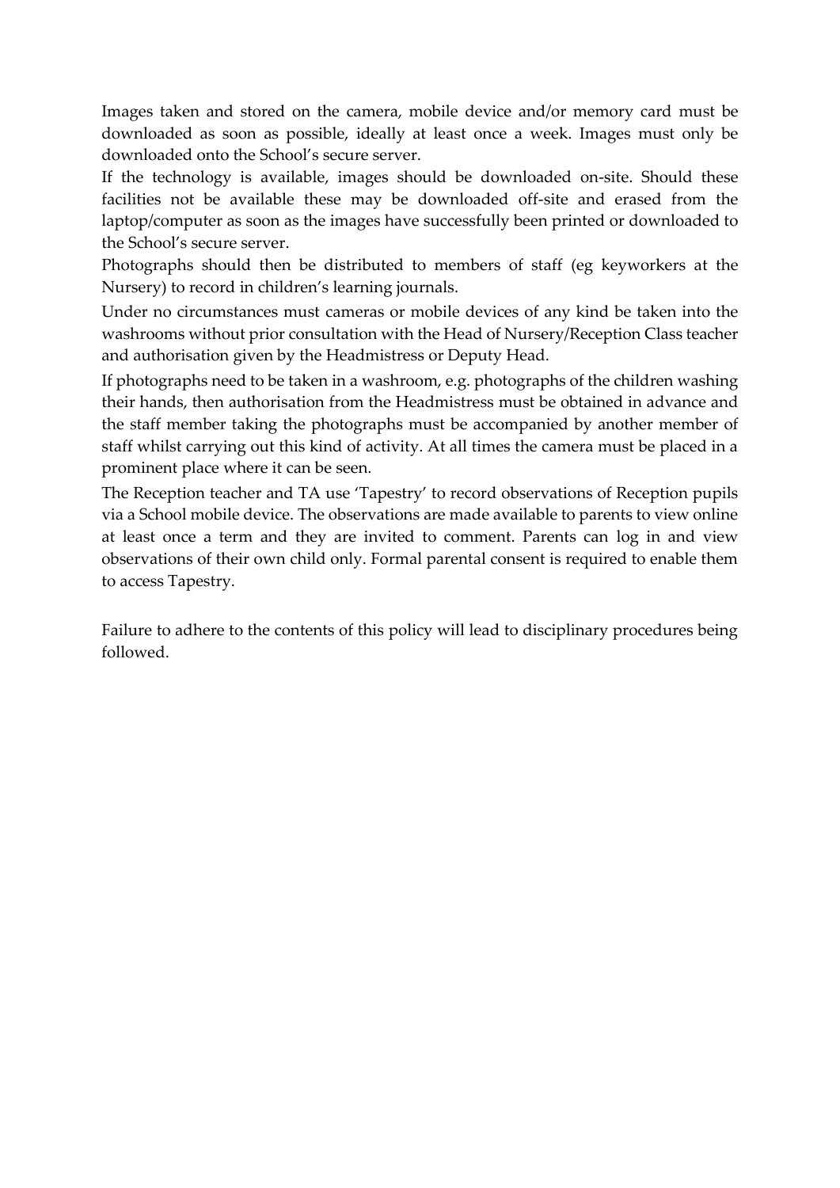Images taken and stored on the camera, mobile device and/or memory card must be downloaded as soon as possible, ideally at least once a week. Images must only be downloaded onto the School's secure server.

If the technology is available, images should be downloaded on-site. Should these facilities not be available these may be downloaded off-site and erased from the laptop/computer as soon as the images have successfully been printed or downloaded to the School's secure server.

Photographs should then be distributed to members of staff (eg keyworkers at the Nursery) to record in children's learning journals.

Under no circumstances must cameras or mobile devices of any kind be taken into the washrooms without prior consultation with the Head of Nursery/Reception Class teacher and authorisation given by the Headmistress or Deputy Head.

If photographs need to be taken in a washroom, e.g. photographs of the children washing their hands, then authorisation from the Headmistress must be obtained in advance and the staff member taking the photographs must be accompanied by another member of staff whilst carrying out this kind of activity. At all times the camera must be placed in a prominent place where it can be seen.

The Reception teacher and TA use 'Tapestry' to record observations of Reception pupils via a School mobile device. The observations are made available to parents to view online at least once a term and they are invited to comment. Parents can log in and view observations of their own child only. Formal parental consent is required to enable them to access Tapestry.

Failure to adhere to the contents of this policy will lead to disciplinary procedures being followed.